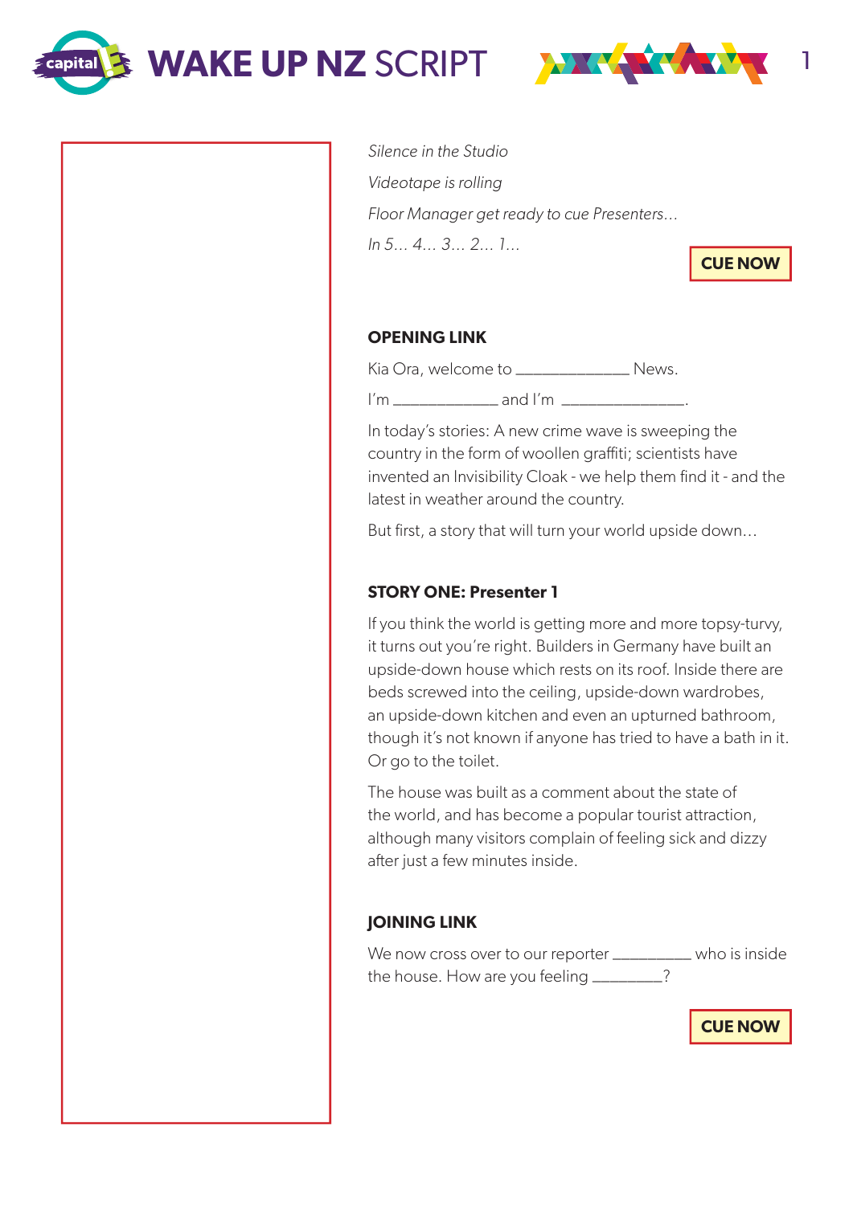# WAKE UP NZ SCRIPT

*Silence in the Studio*

*Videotape is rolling*

*Floor Manager get ready to cue Presenters…*

*In 5… 4… 3… 2… 1…*

**CUE NOW**

### OPENING LINK

Kia Ora, welcome to _____________ News.

I'm ____________ and I'm ______________.

In today's stories: A new crime wave is sweeping the country in the form of woollen graffiti; scientists have invented an Invisibility Cloak - we help them find it - and the latest in weather around the country.

But first, a story that will turn your world upside down…

### STORY ONE: Presenter 1

If you think the world is getting more and more topsy-turvy, it turns out you're right. Builders in Germany have built an upside-down house which rests on its roof. Inside there are beds screwed into the ceiling, upside-down wardrobes, an upside-down kitchen and even an upturned bathroom, though it's not known if anyone has tried to have a bath in it. Or go to the toilet.

The house was built as a comment about the state of the world, and has become a popular tourist attraction, although many visitors complain of feeling sick and dizzy after just a few minutes inside.

### JOINING LINK

We now cross over to our reporter _________ who is inside the house. How are you feeling ________?

**CUE NOW**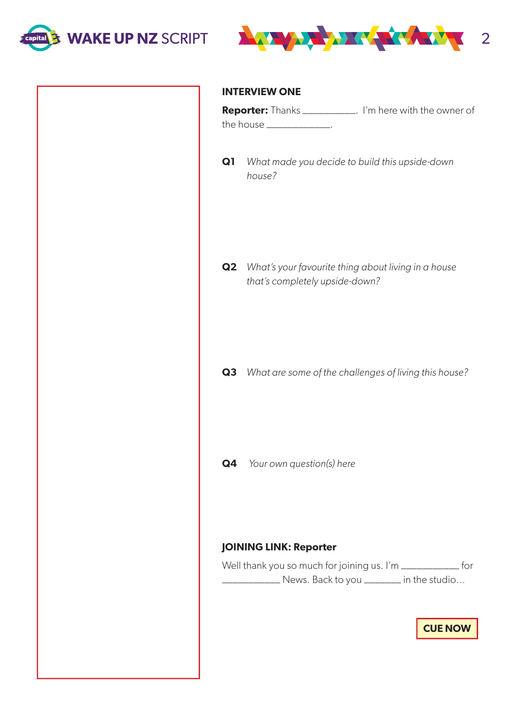## INTERVIEW ONE

**Reporter:** Thanks ___________. I'm here with the owner of the house _____________.

**Q1** *What made you decide to build this upside-down house?*

**Q2** *What's your favourite thing about living in a house that's completely upside-down?*

**Q3** *What are some of the challenges of living this house?*

**Q4** *Your own question(s) here*

**JOINING LINK: Reporter**

Well thank you so much for joining us. I'm ___________ for ___________ News. Back to you _______ in the studio...

**CUE NOW**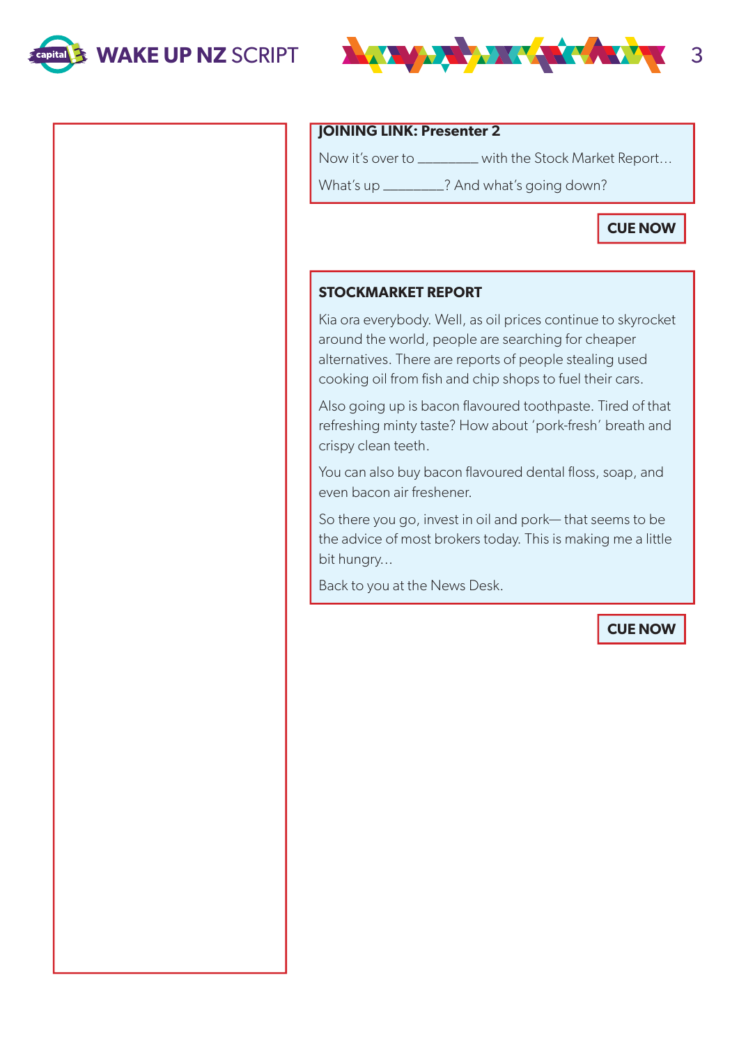**JOINING LINK: Presenter 2**

Now it's over to ________ with the Stock Market Report…

What's up ________? And what's going down?

**CUE NOW**

**STOCKMARKET REPORT**

Kia ora everybody. Well, as oil prices continue to skyrocket around the world, people are searching for cheaper alternatives. There are reports of people stealing used cooking oil from fish and chip shops to fuel their cars.

Also going up is bacon flavoured toothpaste. Tired of that refreshing minty taste? How about 'pork-fresh' breath and crispy clean teeth.

You can also buy bacon flavoured dental floss, soap, and even bacon air freshener.

So there you go, invest in oil and pork— that seems to be the advice of most brokers today. This is making me a little bit hungry…

Back to you at the News Desk.

**CUE NOW**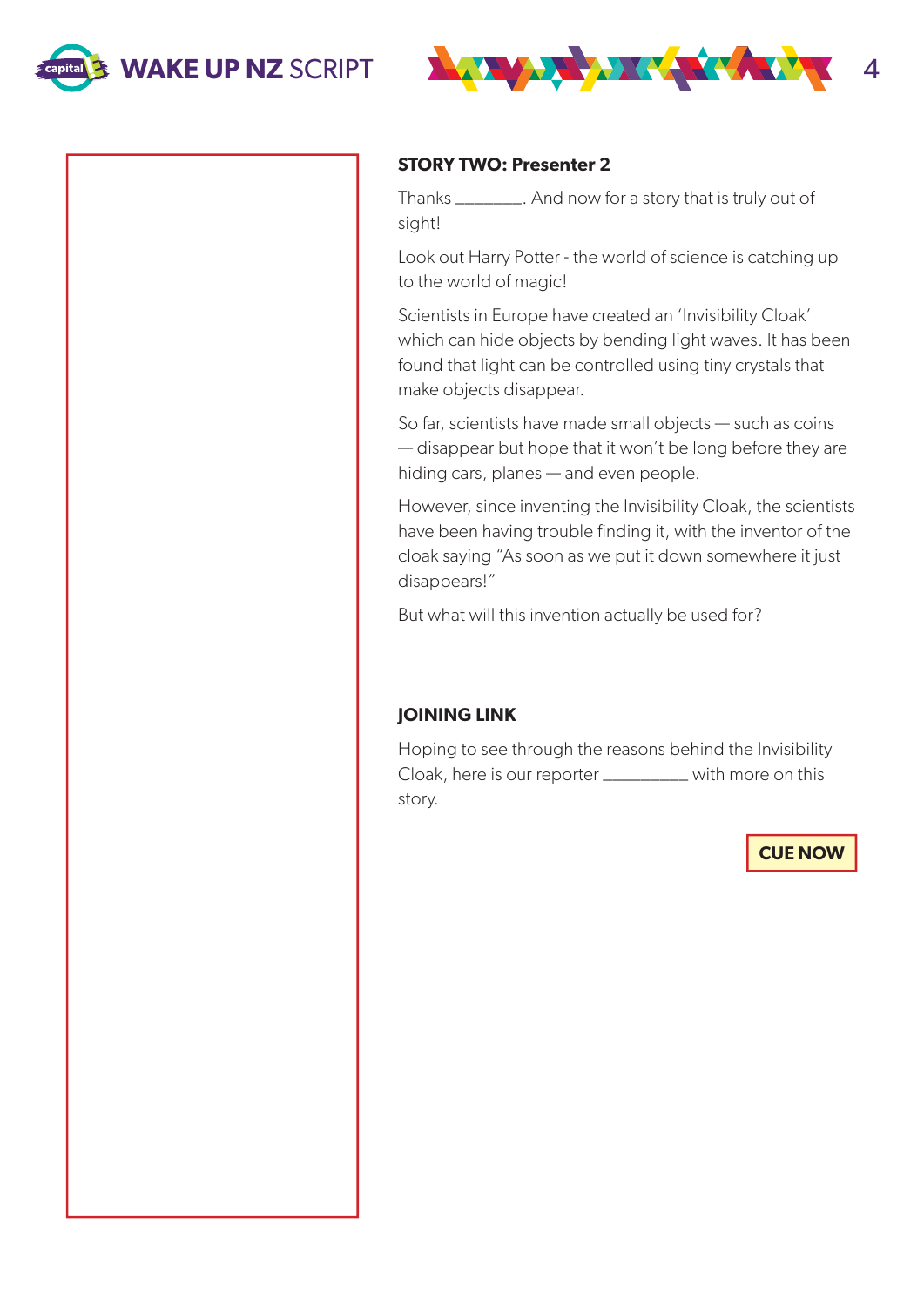**STORY TWO: Presenter 2**

Thanks ________. And now for a story that is truly out of sight!

Look out Harry Potter - the world of science is catching up to the world of magic!

Scientists in Europe have created an 'Invisibility Cloak' which can hide objects by bending light waves. It has been found that light can be controlled using tiny crystals that make objects disappear.

So far, scientists have made small objects — such as coins — disappear but hope that it won't be long before they are hiding cars, planes — and even people.

However, since inventing the Invisibility Cloak, the scientists have been having trouble finding it, with the inventor of the cloak saying "As soon as we put it down somewhere it just disappears!"

But what will this invention actually be used for?

**JOINING LINK**

Hoping to see through the reasons behind the Invisibility Cloak, here is our reporter __________ with more on this story.

**CUE NOW**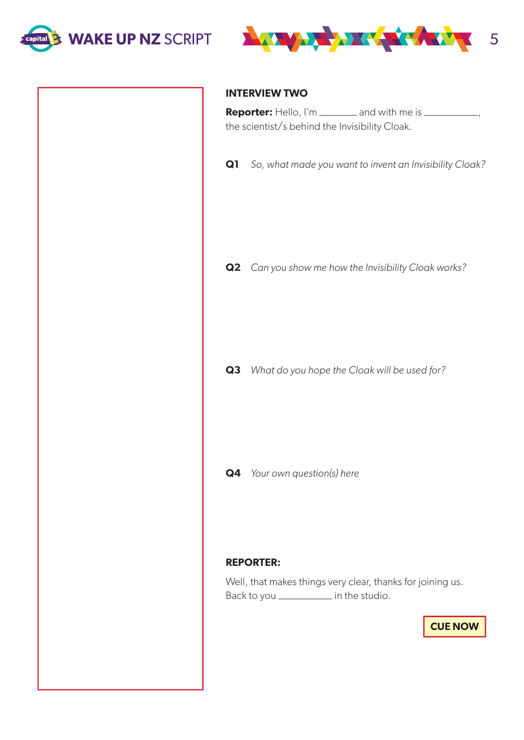## INTERVIEW TWO

**Reporter:** Hello, I'm _______ and with me is __________, the scientist/s behind the Invisibility Cloak.

**Q1** *So, what made you want to invent an Invisibility Cloak?*

**Q2** *Can you show me how the Invisibility Cloak works?*

**Q3** *What do you hope the Cloak will be used for?*

**Q4** *Your own question(s) here*

**REPORTER:**

Well, that makes things very clear, thanks for joining us. Back to you __________ in the studio.

**CUE NOW**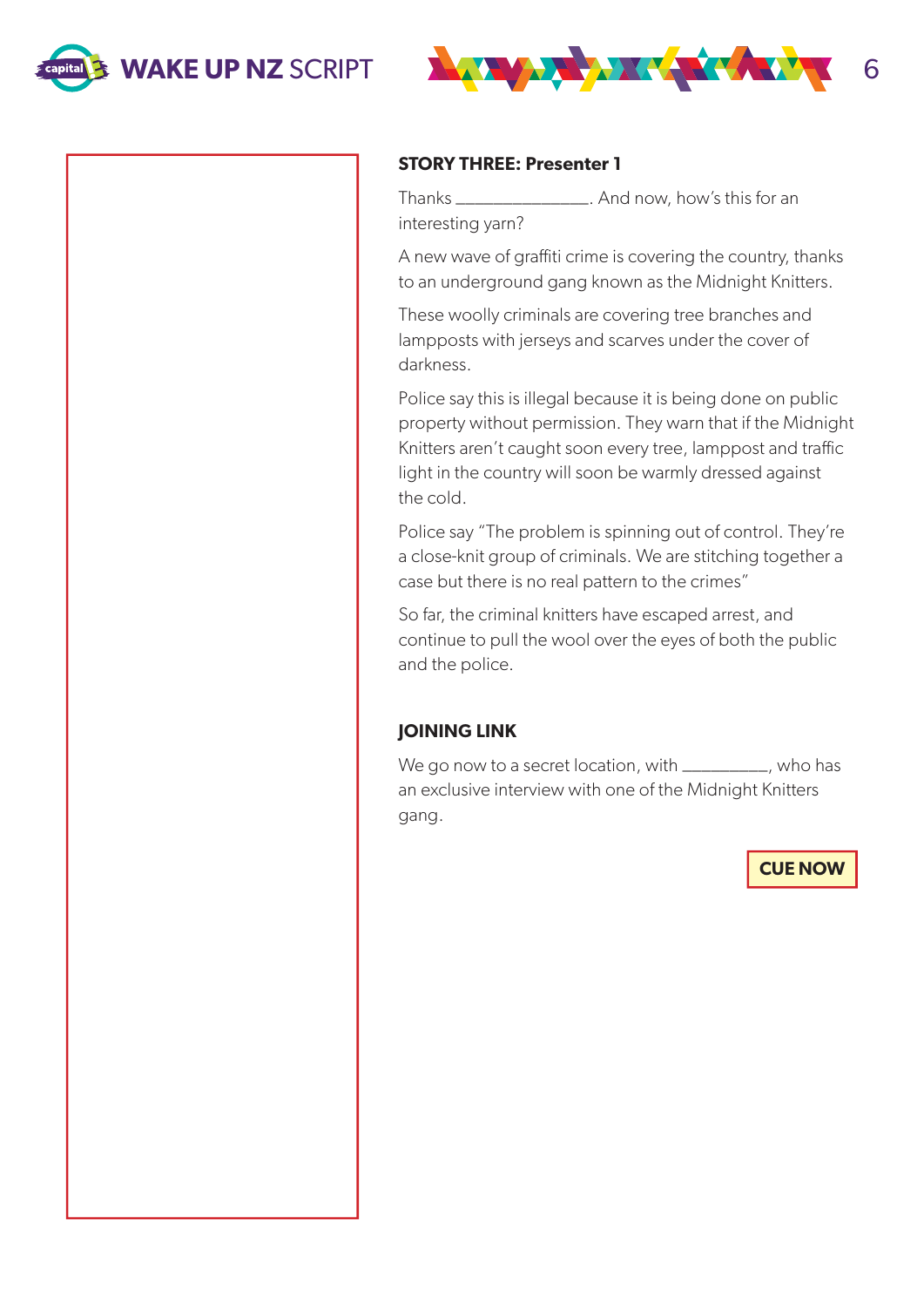**STORY THREE: Presenter 1**

Thanks ______________. And now, how's this for an interesting yarn?

A new wave of graffiti crime is covering the country, thanks to an underground gang known as the Midnight Knitters.

These woolly criminals are covering tree branches and lampposts with jerseys and scarves under the cover of darkness.

Police say this is illegal because it is being done on public property without permission. They warn that if the Midnight Knitters aren't caught soon every tree, lamppost and traffic light in the country will soon be warmly dressed against the cold.

Police say "The problem is spinning out of control. They're a close-knit group of criminals. We are stitching together a case but there is no real pattern to the crimes"

So far, the criminal knitters have escaped arrest, and continue to pull the wool over the eyes of both the public and the police.

**JOINING LINK**

We go now to a secret location, with _________, who has an exclusive interview with one of the Midnight Knitters gang.

**CUE NOW**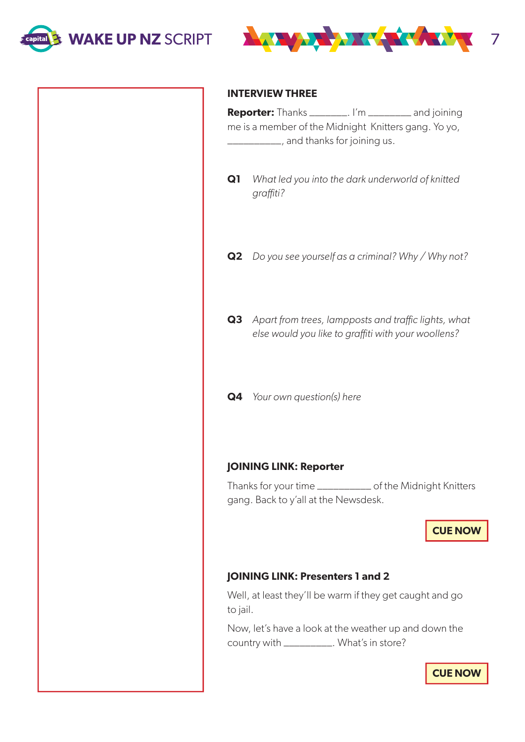## INTERVIEW THREE

**Reporter:** Thanks ________. I'm _________ and joining me is a member of the Midnight Knitters gang. Yo yo, ___________, and thanks for joining us.

**Q1** *What led you into the dark underworld of knitted graffiti?*

**Q2** *Do you see yourself as a criminal? Why / Why not?*

**Q3** *Apart from trees, lampposts and traffic lights, what else would you like to graffiti with your woollens?*

**Q4** *Your own question(s) here*

### JOINING LINK: Reporter

Thanks for your time ___________ of the Midnight Knitters gang. Back to y'all at the Newsdesk.

**CUE NOW**

### JOINING LINK: Presenters 1 and 2

Well, at least they'll be warm if they get caught and go to jail.

Now, let's have a look at the weather up and down the country with __________. What's in store?

**CUE NOW**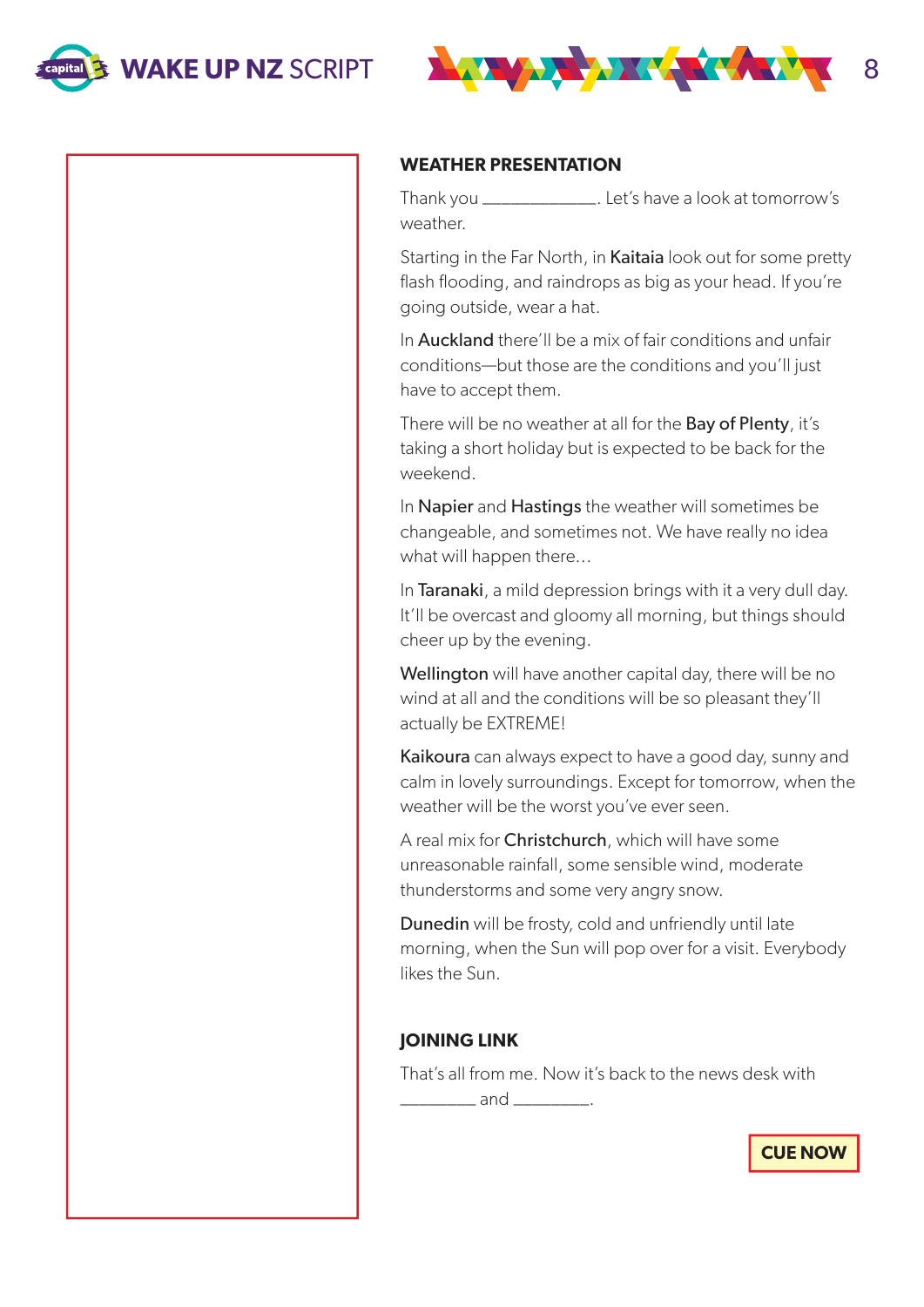## WEATHER PRESENTATION

Thank you ____________. Let's have a look at tomorrow's weather.

Starting in the Far North, in Kaitaia look out for some pretty flash flooding, and raindrops as big as your head. If you're going outside, wear a hat.

In Auckland there'll be a mix of fair conditions and unfair conditions—but those are the conditions and you'll just have to accept them.

There will be no weather at all for the Bay of Plenty, it's taking a short holiday but is expected to be back for the weekend.

In Napier and Hastings the weather will sometimes be changeable, and sometimes not. We have really no idea what will happen there…

In Taranaki, a mild depression brings with it a very dull day. It'll be overcast and gloomy all morning, but things should cheer up by the evening.

Wellington will have another capital day, there will be no wind at all and the conditions will be so pleasant they'll actually be EXTREME!

Kaikoura can always expect to have a good day, sunny and calm in lovely surroundings. Except for tomorrow, when the weather will be the worst you've ever seen.

A real mix for Christchurch, which will have some unreasonable rainfall, some sensible wind, moderate thunderstorms and some very angry snow.

Dunedin will be frosty, cold and unfriendly until late morning, when the Sun will pop over for a visit. Everybody likes the Sun.

## JOINING LINK

That's all from me. Now it's back to the news desk with ________ and ________.

**CUE NOW**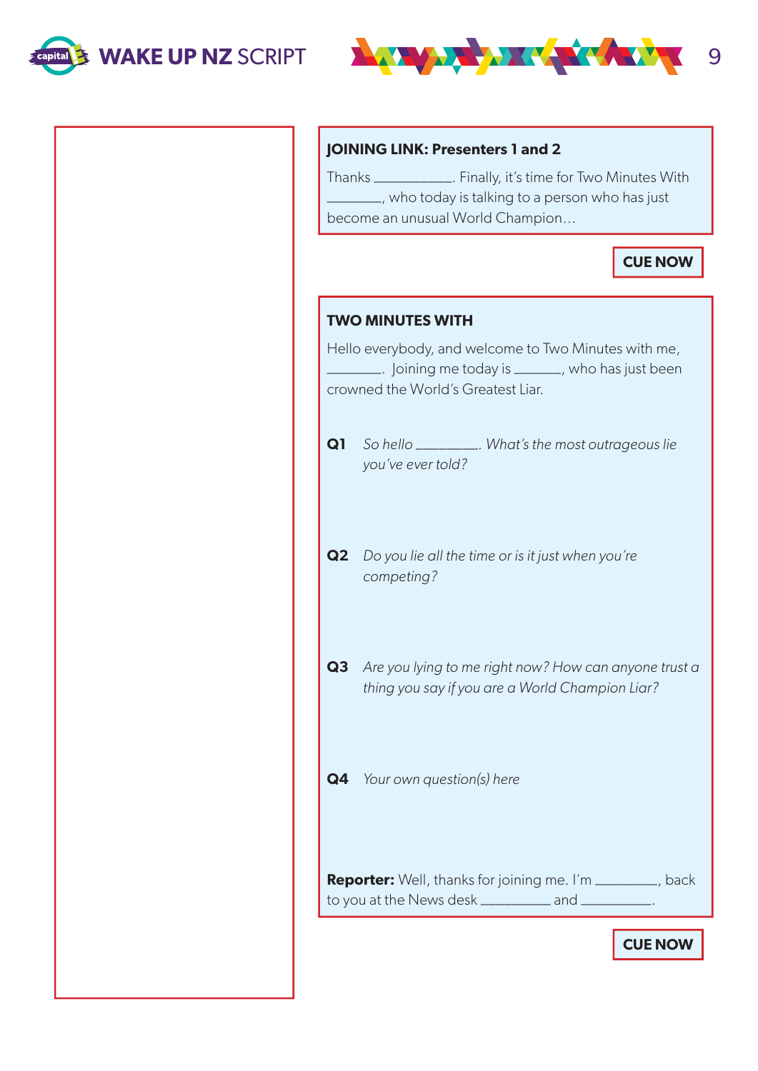### JOINING LINK: Presenters 1 and 2

Thanks __________. Finally, it's time for Two Minutes With _______, who today is talking to a person who has just become an unusual World Champion…

**CUE NOW**

### TWO MINUTES WITH

Hello everybody, and welcome to Two Minutes with me, _______. Joining me today is ______, who has just been crowned the World's Greatest Liar.

**Q1** *So hello ________. What's the most outrageous lie you've ever told?*

**Q2** *Do you lie all the time or is it just when you're competing?*

**Q3** *Are you lying to me right now? How can anyone trust a thing you say if you are a World Champion Liar?*

**Q4** *Your own question(s) here*

**Reporter:** Well, thanks for joining me. I'm ________, back to you at the News desk _________ and _________.

**CUE NOW**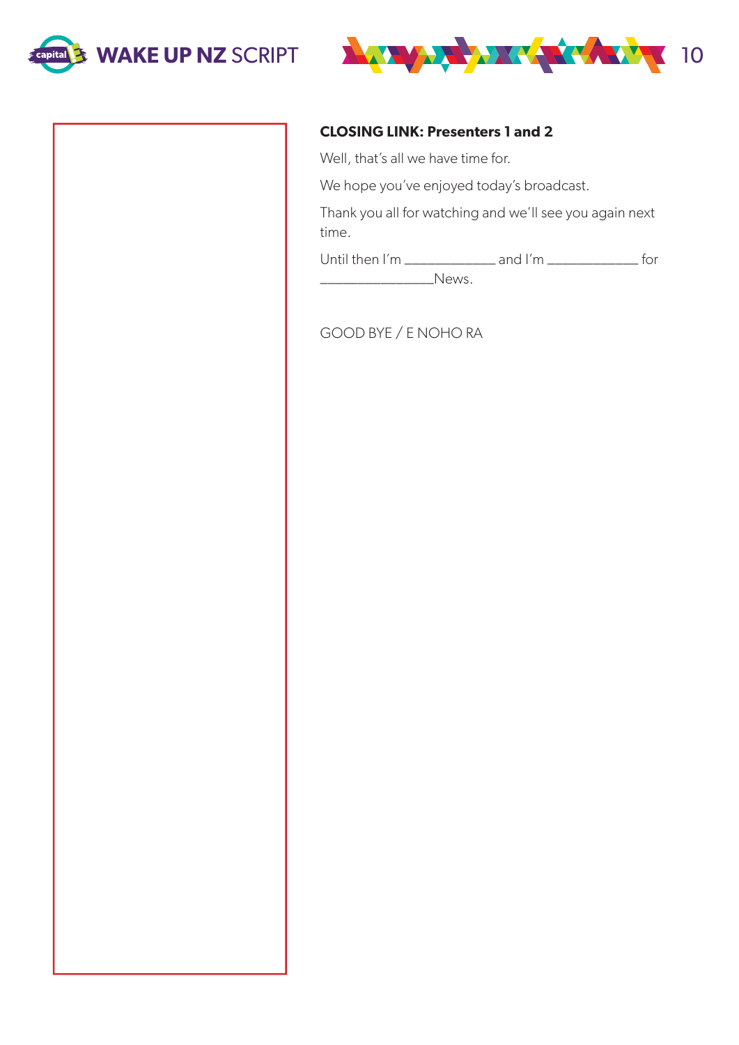**CLOSING LINK: Presenters 1 and 2**

Well, that's all we have time for.

We hope you've enjoyed today's broadcast.

Thank you all for watching and we'll see you again next time.

Until then I'm _____________ and I'm _____________ for _______________News.

GOOD BYE / E NOHO RA